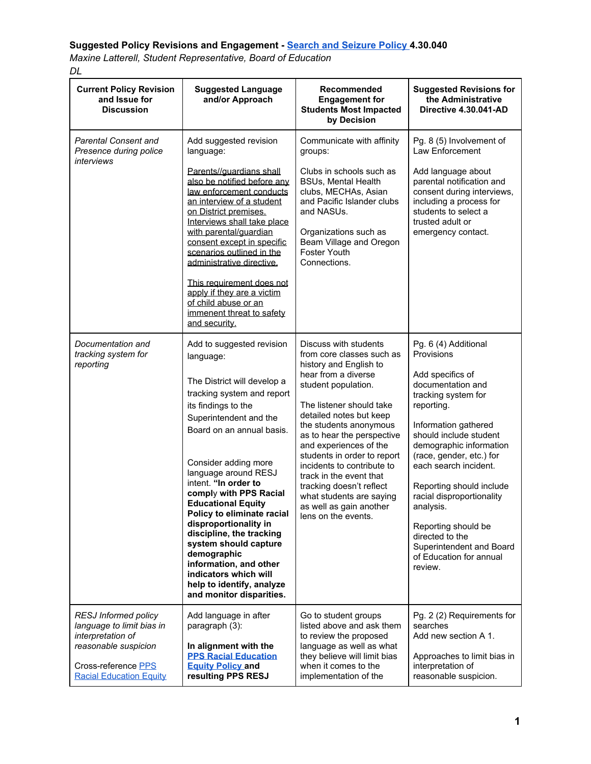**Suggested Policy Revisions and Engagement - [Search and Seizure Policy](#) 4.30.040**

*Maxine Latterell, Student Representative, Board of Education*

*DL*

| Current Policy Revision and Issue for Discussion | Suggested Language and/or Approach | Recommended Engagement for Students Most Impacted by Decision | Suggested Revisions for the Administrative Directive 4.30.041-AD |
|---|---|---|---|
| *Parental Consent and Presence during police interviews* | Add suggested revision language:<br><br><u>Parents//guardians shall also be notified before any law enforcement conducts an interview of a student on District premises. Interviews shall take place with parental/guardian consent except in specific scenarios outlined in the administrative directive.</u><br><br><u>This requirement does not apply if they are a victim of child abuse or an immenent threat to safety and security.</u> | Communicate with affinity groups:<br><br>Clubs in schools such as BSUs, Mental Health clubs, MECHAs, Asian and Pacific Islander clubs and NASUs.<br><br>Organizations such as Beam Village and Oregon Foster Youth Connections. | Pg. 8 (5) Involvement of Law Enforcement<br><br>Add language about parental notification and consent during interviews, including a process for students to select a trusted adult or emergency contact. |
| *Documentation and tracking system for reporting* | Add to suggested revision language:<br><br>The District will develop a tracking system and report its findings to the Superintendent and the Board on an annual basis.<br><br>Consider adding more language around RESJ intent. **"In order to comply with PPS Racial Educational Equity Policy to eliminate racial disproportionality in discipline, the tracking system should capture demographic information, and other indicators which will help to identify, analyze and monitor disparities.** | Discuss with students from core classes such as history and English to hear from a diverse student population.<br><br>The listener should take detailed notes but keep the students anonymous as to hear the perspective and experiences of the students in order to report incidents to contribute to track in the event that tracking doesn't reflect what students are saying as well as gain another lens on the events. | Pg. 6 (4) Additional Provisions<br><br>Add specifics of documentation and tracking system for reporting.<br><br>Information gathered should include student demographic information (race, gender, etc.) for each search incident.<br><br>Reporting should include racial disproportionality analysis.<br><br>Reporting should be directed to the Superintendent and Board of Education for annual review. |
| *RESJ Informed policy language to limit bias in interpretation of reasonable suspicion*<br><br>Cross-reference [PPS Racial Education Equity](#) | Add language in after paragraph (3):<br><br>**In alignment with the [PPS Racial Education Equity Policy](#) and resulting PPS RESJ** | Go to student groups listed above and ask them to review the proposed language as well as what they believe will limit bias when it comes to the implementation of the | Pg. 2 (2) Requirements for searches<br>Add new section A 1.<br><br>Approaches to limit bias in interpretation of reasonable suspicion. |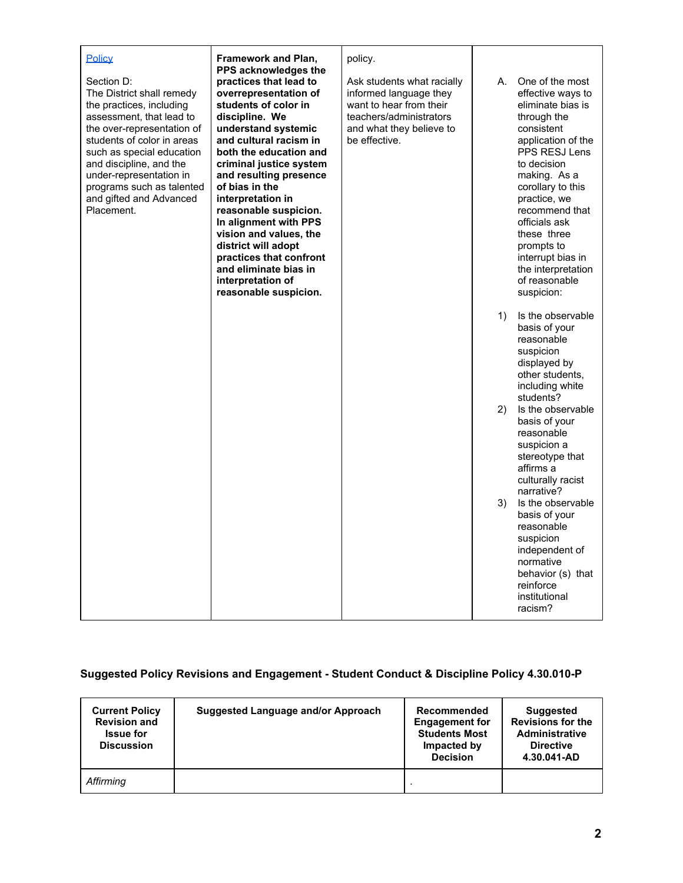| | | | |
|---|---|---|---|
| Policy<br><br>Section D:<br>The District shall remedy the practices, including assessment, that lead to the over-representation of students of color in areas such as special education and discipline, and the under-representation in programs such as talented and gifted and Advanced Placement. | **Framework and Plan, PPS acknowledges the practices that lead to overrepresentation of students of color in discipline. We understand systemic and cultural racism in both the education and criminal justice system and resulting presence of bias in the interpretation in reasonable suspicion. In alignment with PPS vision and values, the district will adopt practices that confront and eliminate bias in interpretation of reasonable suspicion.** | policy.<br><br>Ask students what racially informed language they want to hear from their teachers/administrators and what they believe to be effective. | A. One of the most effective ways to eliminate bias is through the consistent application of the PPS RESJ Lens to decision making. As a corollary to this practice, we recommend that officials ask these three prompts to interrupt bias in the interpretation of reasonable suspicion:<br><br>1) Is the observable basis of your reasonable suspicion displayed by other students, including white students?<br>2) Is the observable basis of your reasonable suspicion a stereotype that affirms a culturally racist narrative?<br>3) Is the observable basis of your reasonable suspicion independent of normative behavior (s) that reinforce institutional racism? |

### Suggested Policy Revisions and Engagement - Student Conduct & Discipline Policy 4.30.010-P

| Current Policy Revision and Issue for Discussion | Suggested Language and/or Approach | Recommended Engagement for Students Most Impacted by Decision | Suggested Revisions for the Administrative Directive 4.30.041-AD |
|---|---|---|---|
| *Affirming* | | . | |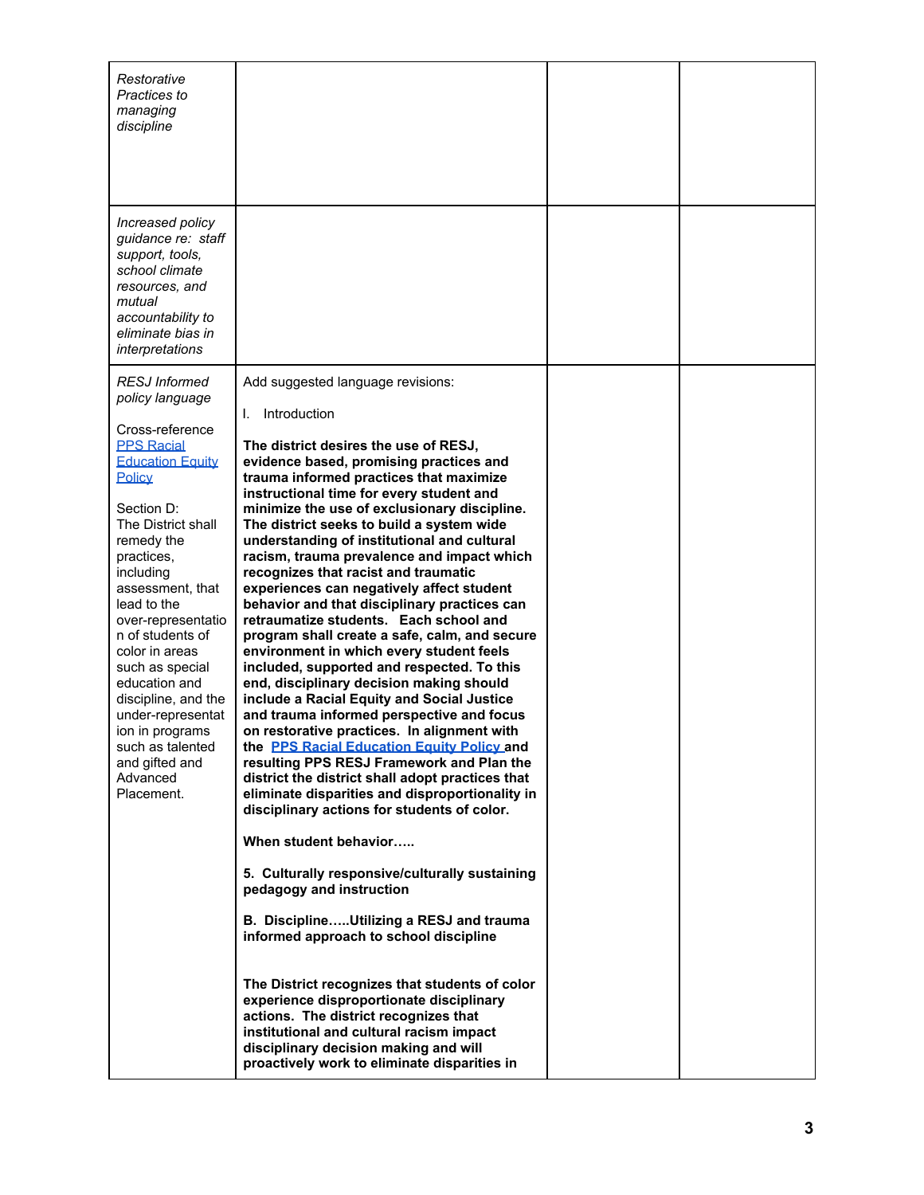| | | | |
|---|---|---|---|
| *Restorative Practices to managing discipline* | | | |
| *Increased policy guidance re: staff support, tools, school climate resources, and mutual accountability to eliminate bias in interpretations* | | | |
| *RESJ Informed policy language*<br><br>Cross-reference PPS Racial Education Equity Policy<br><br>Section D: The District shall remedy the practices, including assessment, that lead to the over-representation of students of color in areas such as special education and discipline, and the under-representation in programs such as talented and gifted and Advanced Placement. | Add suggested language revisions:<br><br>I. Introduction<br><br>**The district desires the use of RESJ, evidence based, promising practices and trauma informed practices that maximize instructional time for every student and minimize the use of exclusionary discipline. The district seeks to build a system wide understanding of institutional and cultural racism, trauma prevalence and impact which recognizes that racist and traumatic experiences can negatively affect student behavior and that disciplinary practices can retraumatize students. Each school and program shall create a safe, calm, and secure environment in which every student feels included, supported and respected. To this end, disciplinary decision making should include a Racial Equity and Social Justice and trauma informed perspective and focus on restorative practices. In alignment with the PPS Racial Education Equity Policy and resulting PPS RESJ Framework and Plan the district the district shall adopt practices that eliminate disparities and disproportionality in disciplinary actions for students of color.**<br><br>**When student behavior…..**<br><br>**5. Culturally responsive/culturally sustaining pedagogy and instruction**<br><br>**B. Discipline…..Utilizing a RESJ and trauma informed approach to school discipline**<br><br>**The District recognizes that students of color experience disproportionate disciplinary actions. The district recognizes that institutional and cultural racism impact disciplinary decision making and will proactively work to eliminate disparities in** | | |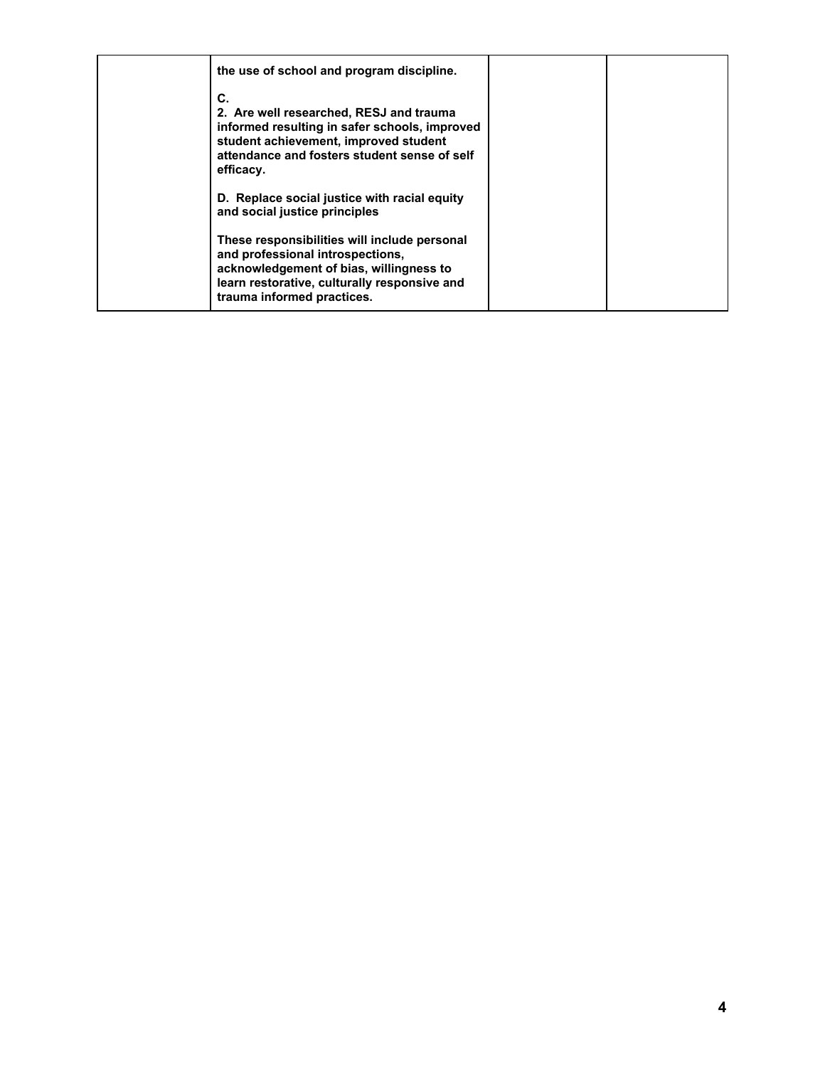| | | | |
|---|---|---|---|
| | **the use of school and program discipline.**<br><br>**C.**<br>**2. Are well researched, RESJ and trauma informed resulting in safer schools, improved student achievement, improved student attendance and fosters student sense of self efficacy.**<br><br>**D. Replace social justice with racial equity and social justice principles**<br><br>**These responsibilities will include personal and professional introspections, acknowledgement of bias, willingness to learn restorative, culturally responsive and trauma informed practices.** | | |